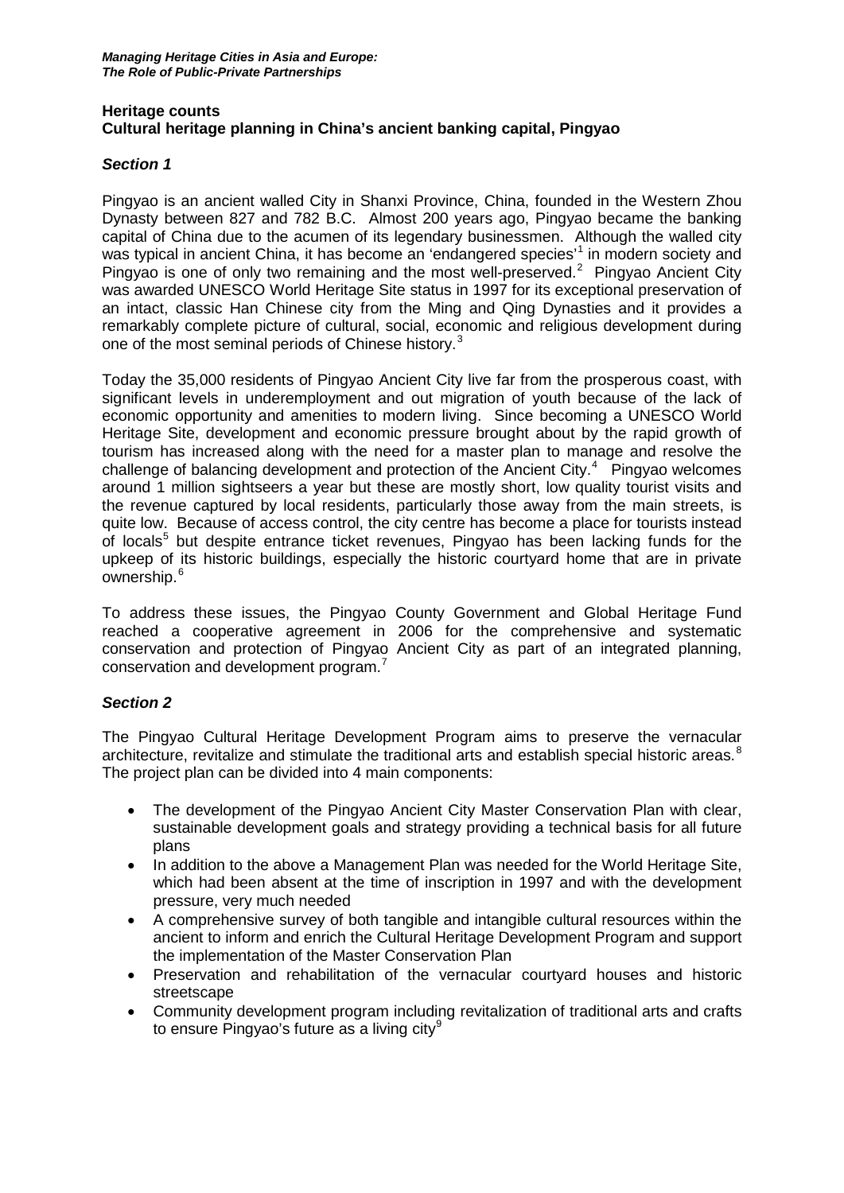**Heritage counts**
**Cultural heritage planning in China's ancient banking capital, Pingyao**

### *Section 1*

Pingyao is an ancient walled City in Shanxi Province, China, founded in the Western Zhou Dynasty between 827 and 782 B.C. Almost 200 years ago, Pingyao became the banking capital of China due to the acumen of its legendary businessmen. Although the walled city was typical in ancient China, it has become an 'endangered species'[1] in modern society and Pingyao is one of only two remaining and the most well-preserved.[2] Pingyao Ancient City was awarded UNESCO World Heritage Site status in 1997 for its exceptional preservation of an intact, classic Han Chinese city from the Ming and Qing Dynasties and it provides a remarkably complete picture of cultural, social, economic and religious development during one of the most seminal periods of Chinese history.[3]

Today the 35,000 residents of Pingyao Ancient City live far from the prosperous coast, with significant levels in underemployment and out migration of youth because of the lack of economic opportunity and amenities to modern living. Since becoming a UNESCO World Heritage Site, development and economic pressure brought about by the rapid growth of tourism has increased along with the need for a master plan to manage and resolve the challenge of balancing development and protection of the Ancient City.[4] Pingyao welcomes around 1 million sightseers a year but these are mostly short, low quality tourist visits and the revenue captured by local residents, particularly those away from the main streets, is quite low. Because of access control, the city centre has become a place for tourists instead of locals[5] but despite entrance ticket revenues, Pingyao has been lacking funds for the upkeep of its historic buildings, especially the historic courtyard home that are in private ownership.[6]

To address these issues, the Pingyao County Government and Global Heritage Fund reached a cooperative agreement in 2006 for the comprehensive and systematic conservation and protection of Pingyao Ancient City as part of an integrated planning, conservation and development program.[7]

### *Section 2*

The Pingyao Cultural Heritage Development Program aims to preserve the vernacular architecture, revitalize and stimulate the traditional arts and establish special historic areas.[8] The project plan can be divided into 4 main components:

- The development of the Pingyao Ancient City Master Conservation Plan with clear, sustainable development goals and strategy providing a technical basis for all future plans
- In addition to the above a Management Plan was needed for the World Heritage Site, which had been absent at the time of inscription in 1997 and with the development pressure, very much needed
- A comprehensive survey of both tangible and intangible cultural resources within the ancient to inform and enrich the Cultural Heritage Development Program and support the implementation of the Master Conservation Plan
- Preservation and rehabilitation of the vernacular courtyard houses and historic streetscape
- Community development program including revitalization of traditional arts and crafts to ensure Pingyao's future as a living city[9]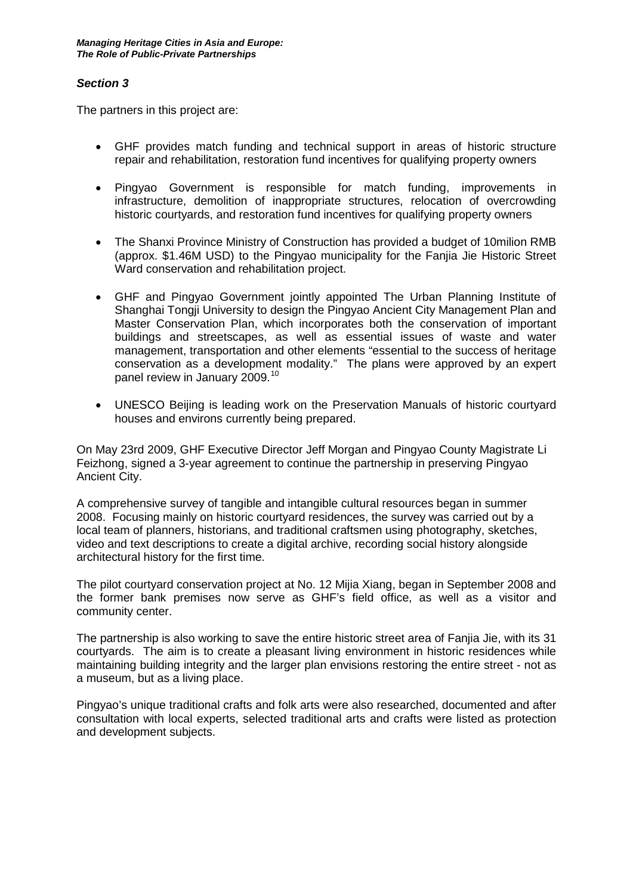## *Section 3*

The partners in this project are:

- GHF provides match funding and technical support in areas of historic structure repair and rehabilitation, restoration fund incentives for qualifying property owners

- Pingyao Government is responsible for match funding, improvements in infrastructure, demolition of inappropriate structures, relocation of overcrowding historic courtyards, and restoration fund incentives for qualifying property owners

- The Shanxi Province Ministry of Construction has provided a budget of 10milion RMB (approx. $1.46M USD) to the Pingyao municipality for the Fanjia Jie Historic Street Ward conservation and rehabilitation project.

- GHF and Pingyao Government jointly appointed The Urban Planning Institute of Shanghai Tongji University to design the Pingyao Ancient City Management Plan and Master Conservation Plan, which incorporates both the conservation of important buildings and streetscapes, as well as essential issues of waste and water management, transportation and other elements "essential to the success of heritage conservation as a development modality." The plans were approved by an expert panel review in January 2009.[10]

- UNESCO Beijing is leading work on the Preservation Manuals of historic courtyard houses and environs currently being prepared.

On May 23rd 2009, GHF Executive Director Jeff Morgan and Pingyao County Magistrate Li Feizhong, signed a 3-year agreement to continue the partnership in preserving Pingyao Ancient City.

A comprehensive survey of tangible and intangible cultural resources began in summer 2008. Focusing mainly on historic courtyard residences, the survey was carried out by a local team of planners, historians, and traditional craftsmen using photography, sketches, video and text descriptions to create a digital archive, recording social history alongside architectural history for the first time.

The pilot courtyard conservation project at No. 12 Mijia Xiang, began in September 2008 and the former bank premises now serve as GHF's field office, as well as a visitor and community center.

The partnership is also working to save the entire historic street area of Fanjia Jie, with its 31 courtyards. The aim is to create a pleasant living environment in historic residences while maintaining building integrity and the larger plan envisions restoring the entire street - not as a museum, but as a living place.

Pingyao's unique traditional crafts and folk arts were also researched, documented and after consultation with local experts, selected traditional arts and crafts were listed as protection and development subjects.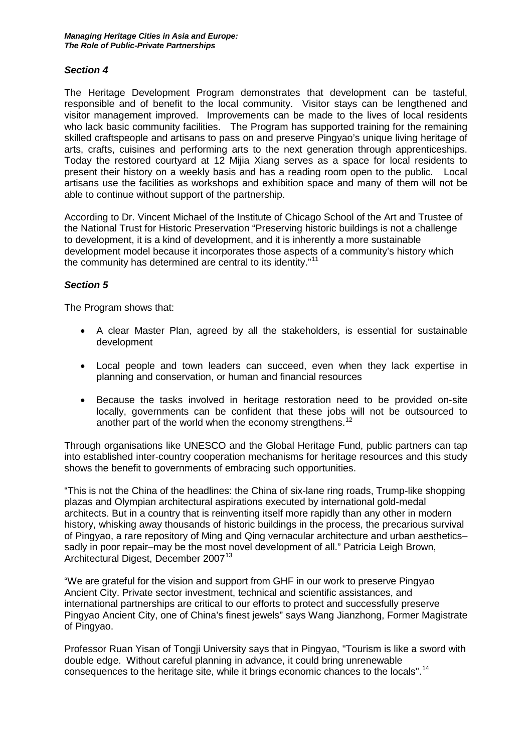### *Section 4*

The Heritage Development Program demonstrates that development can be tasteful, responsible and of benefit to the local community. Visitor stays can be lengthened and visitor management improved. Improvements can be made to the lives of local residents who lack basic community facilities. The Program has supported training for the remaining skilled craftspeople and artisans to pass on and preserve Pingyao's unique living heritage of arts, crafts, cuisines and performing arts to the next generation through apprenticeships. Today the restored courtyard at 12 Mijia Xiang serves as a space for local residents to present their history on a weekly basis and has a reading room open to the public. Local artisans use the facilities as workshops and exhibition space and many of them will not be able to continue without support of the partnership.

According to Dr. Vincent Michael of the Institute of Chicago School of the Art and Trustee of the National Trust for Historic Preservation "Preserving historic buildings is not a challenge to development, it is a kind of development, and it is inherently a more sustainable development model because it incorporates those aspects of a community's history which the community has determined are central to its identity."[11]

### *Section 5*

The Program shows that:

- A clear Master Plan, agreed by all the stakeholders, is essential for sustainable development
- Local people and town leaders can succeed, even when they lack expertise in planning and conservation, or human and financial resources
- Because the tasks involved in heritage restoration need to be provided on-site locally, governments can be confident that these jobs will not be outsourced to another part of the world when the economy strengthens.[12]

Through organisations like UNESCO and the Global Heritage Fund, public partners can tap into established inter-country cooperation mechanisms for heritage resources and this study shows the benefit to governments of embracing such opportunities.

"This is not the China of the headlines: the China of six-lane ring roads, Trump-like shopping plazas and Olympian architectural aspirations executed by international gold-medal architects. But in a country that is reinventing itself more rapidly than any other in modern history, whisking away thousands of historic buildings in the process, the precarious survival of Pingyao, a rare repository of Ming and Qing vernacular architecture and urban aesthetics–sadly in poor repair–may be the most novel development of all." Patricia Leigh Brown, Architectural Digest, December 2007[13]

"We are grateful for the vision and support from GHF in our work to preserve Pingyao Ancient City. Private sector investment, technical and scientific assistances, and international partnerships are critical to our efforts to protect and successfully preserve Pingyao Ancient City, one of China's finest jewels" says Wang Jianzhong, Former Magistrate of Pingyao.

Professor Ruan Yisan of Tongji University says that in Pingyao, "Tourism is like a sword with double edge. Without careful planning in advance, it could bring unrenewable consequences to the heritage site, while it brings economic chances to the locals".[14]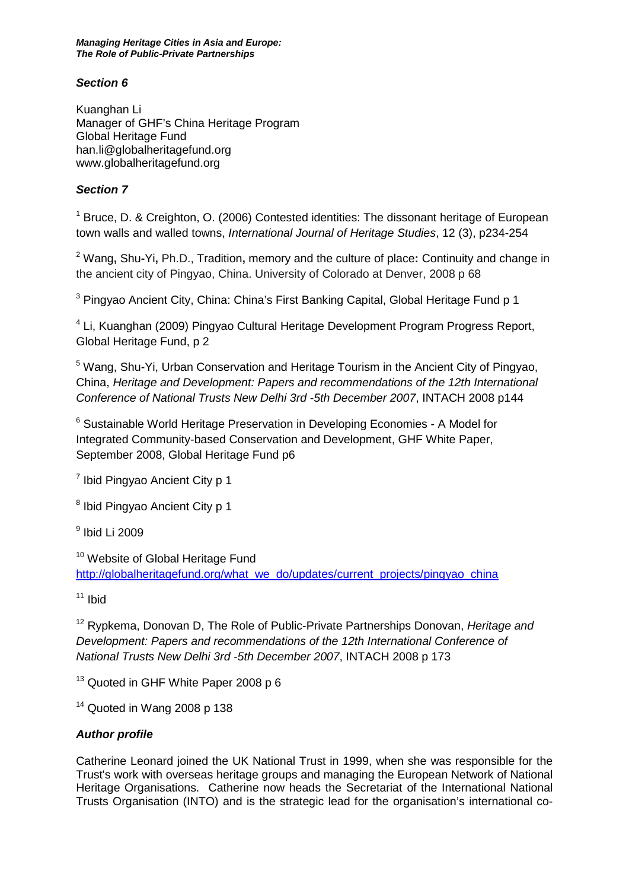### *Section 6*

Kuanghan Li
Manager of GHF's China Heritage Program
Global Heritage Fund
han.li@globalheritagefund.org
www.globalheritagefund.org

### *Section 7*

[1] Bruce, D. & Creighton, O. (2006) Contested identities: The dissonant heritage of European town walls and walled towns, *International Journal of Heritage Studies*, 12 (3), p234-254

[2] Wang, Shu-Yi, Ph.D., Tradition, memory and the culture of place: Continuity and change in the ancient city of Pingyao, China. University of Colorado at Denver, 2008 p 68

[3] Pingyao Ancient City, China: China's First Banking Capital, Global Heritage Fund p 1

[4] Li, Kuanghan (2009) Pingyao Cultural Heritage Development Program Progress Report, Global Heritage Fund, p 2

[5] Wang, Shu-Yi, Urban Conservation and Heritage Tourism in the Ancient City of Pingyao, China, *Heritage and Development: Papers and recommendations of the 12th International Conference of National Trusts New Delhi 3rd -5th December 2007*, INTACH 2008 p144

[6] Sustainable World Heritage Preservation in Developing Economies - A Model for Integrated Community-based Conservation and Development, GHF White Paper, September 2008, Global Heritage Fund p6

[7] Ibid Pingyao Ancient City p 1

[8] Ibid Pingyao Ancient City p 1

[9] Ibid Li 2009

[10] Website of Global Heritage Fund
http://globalheritagefund.org/what_we_do/updates/current_projects/pingyao_china

[11] Ibid

[12] Rypkema, Donovan D, The Role of Public-Private Partnerships Donovan, *Heritage and Development: Papers and recommendations of the 12th International Conference of National Trusts New Delhi 3rd -5th December 2007*, INTACH 2008 p 173

[13] Quoted in GHF White Paper 2008 p 6

[14] Quoted in Wang 2008 p 138

### *Author profile*

Catherine Leonard joined the UK National Trust in 1999, when she was responsible for the Trust's work with overseas heritage groups and managing the European Network of National Heritage Organisations. Catherine now heads the Secretariat of the International National Trusts Organisation (INTO) and is the strategic lead for the organisation's international co-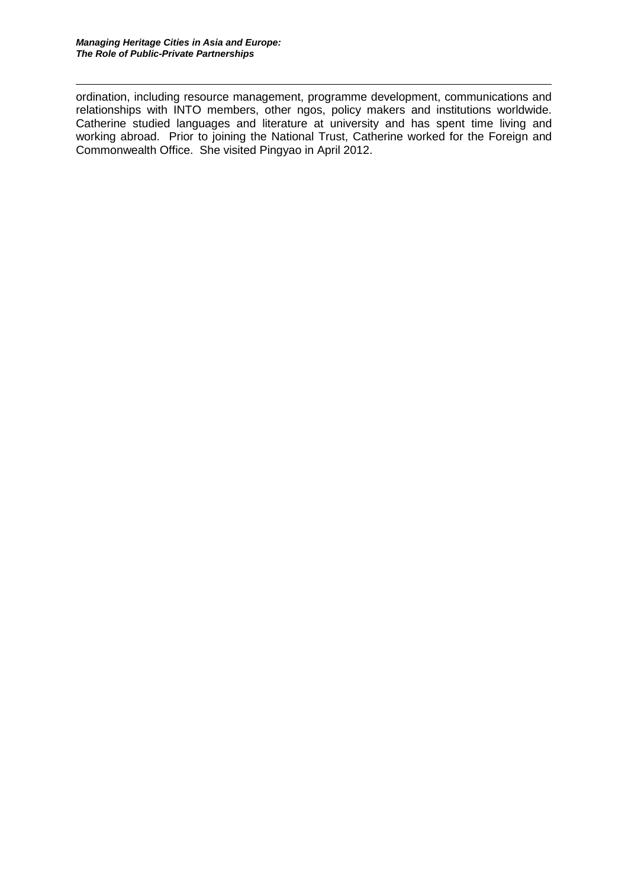ordination, including resource management, programme development, communications and relationships with INTO members, other ngos, policy makers and institutions worldwide. Catherine studied languages and literature at university and has spent time living and working abroad. Prior to joining the National Trust, Catherine worked for the Foreign and Commonwealth Office. She visited Pingyao in April 2012.